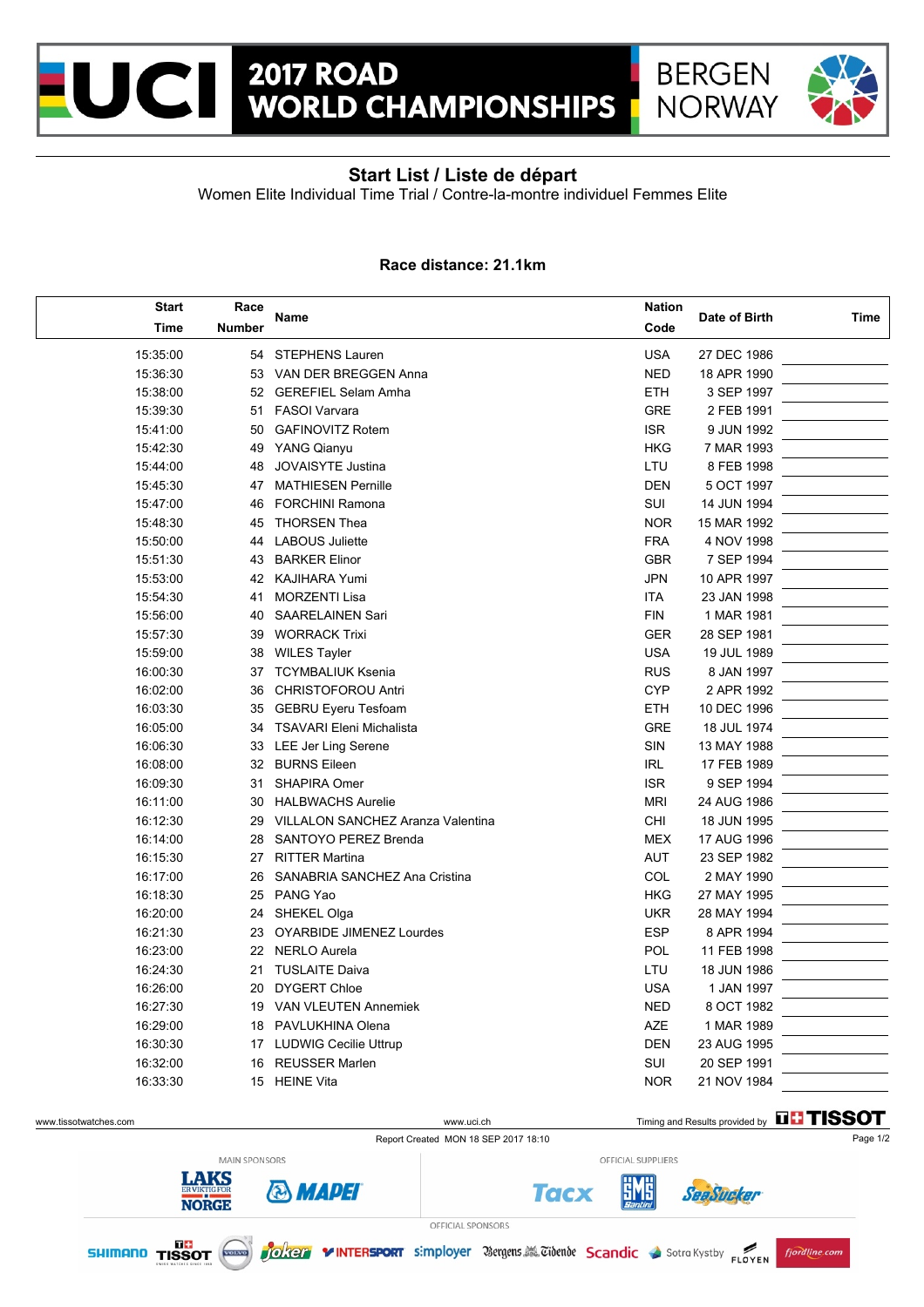# 2017 ROAD WORLD CHAMPIONSHIPS BERGEN NORWAY

## Start List / Liste de départ

Women Elite Individual Time Trial / Contre-la-montre individuel Femmes Elite

**Race distance: 21.1km**

| Start Time | Race Number | Name | Nation Code | Date of Birth | Time |
|---|---|---|---|---|---|
| 15:35:00 | 54 | STEPHENS Lauren | USA | 27 DEC 1986 | |
| 15:36:30 | 53 | VAN DER BREGGEN Anna | NED | 18 APR 1990 | |
| 15:38:00 | 52 | GEREFIEL Selam Amha | ETH | 3 SEP 1997 | |
| 15:39:30 | 51 | FASOI Varvara | GRE | 2 FEB 1991 | |
| 15:41:00 | 50 | GAFINOVITZ Rotem | ISR | 9 JUN 1992 | |
| 15:42:30 | 49 | YANG Qianyu | HKG | 7 MAR 1993 | |
| 15:44:00 | 48 | JOVAISYTE Justina | LTU | 8 FEB 1998 | |
| 15:45:30 | 47 | MATHIESEN Pernille | DEN | 5 OCT 1997 | |
| 15:47:00 | 46 | FORCHINI Ramona | SUI | 14 JUN 1994 | |
| 15:48:30 | 45 | THORSEN Thea | NOR | 15 MAR 1992 | |
| 15:50:00 | 44 | LABOUS Juliette | FRA | 4 NOV 1998 | |
| 15:51:30 | 43 | BARKER Elinor | GBR | 7 SEP 1994 | |
| 15:53:00 | 42 | KAJIHARA Yumi | JPN | 10 APR 1997 | |
| 15:54:30 | 41 | MORZENTI Lisa | ITA | 23 JAN 1998 | |
| 15:56:00 | 40 | SAARELAINEN Sari | FIN | 1 MAR 1981 | |
| 15:57:30 | 39 | WORRACK Trixi | GER | 28 SEP 1981 | |
| 15:59:00 | 38 | WILES Tayler | USA | 19 JUL 1989 | |
| 16:00:30 | 37 | TCYMBALIUK Ksenia | RUS | 8 JAN 1997 | |
| 16:02:00 | 36 | CHRISTOFOROU Antri | CYP | 2 APR 1992 | |
| 16:03:30 | 35 | GEBRU Eyeru Tesfoam | ETH | 10 DEC 1996 | |
| 16:05:00 | 34 | TSAVARI Eleni Michalista | GRE | 18 JUL 1974 | |
| 16:06:30 | 33 | LEE Jer Ling Serene | SIN | 13 MAY 1988 | |
| 16:08:00 | 32 | BURNS Eileen | IRL | 17 FEB 1989 | |
| 16:09:30 | 31 | SHAPIRA Omer | ISR | 9 SEP 1994 | |
| 16:11:00 | 30 | HALBWACHS Aurelie | MRI | 24 AUG 1986 | |
| 16:12:30 | 29 | VILLALON SANCHEZ Aranza Valentina | CHI | 18 JUN 1995 | |
| 16:14:00 | 28 | SANTOYO PEREZ Brenda | MEX | 17 AUG 1996 | |
| 16:15:30 | 27 | RITTER Martina | AUT | 23 SEP 1982 | |
| 16:17:00 | 26 | SANABRIA SANCHEZ Ana Cristina | COL | 2 MAY 1990 | |
| 16:18:30 | 25 | PANG Yao | HKG | 27 MAY 1995 | |
| 16:20:00 | 24 | SHEKEL Olga | UKR | 28 MAY 1994 | |
| 16:21:30 | 23 | OYARBIDE JIMENEZ Lourdes | ESP | 8 APR 1994 | |
| 16:23:00 | 22 | NERLO Aurela | POL | 11 FEB 1998 | |
| 16:24:30 | 21 | TUSLAITE Daiva | LTU | 18 JUN 1986 | |
| 16:26:00 | 20 | DYGERT Chloe | USA | 1 JAN 1997 | |
| 16:27:30 | 19 | VAN VLEUTEN Annemiek | NED | 8 OCT 1982 | |
| 16:29:00 | 18 | PAVLUKHINA Olena | AZE | 1 MAR 1989 | |
| 16:30:30 | 17 | LUDWIG Cecilie Uttrup | DEN | 23 AUG 1995 | |
| 16:32:00 | 16 | REUSSER Marlen | SUI | 20 SEP 1991 | |
| 16:33:30 | 15 | HEINE Vita | NOR | 21 NOV 1984 | |

www.tissotwatches.com www.uci.ch Timing and Results provided by TISSOT

Report Created MON 18 SEP 2017 18:10

MAIN SPONSORS: LAKS ER VIKTIG FOR NORGE, MAPEI
OFFICIAL SUPPLIERS: Tacx, SMS Santini, SeaSucker
OFFICIAL SPONSORS: SHIMANO, TISSOT, VOLVO, Joker, INTERSPORT, simployer, Bergens Tidende, Scandic, Sotra Kystby, FLØYEN, fjordline.com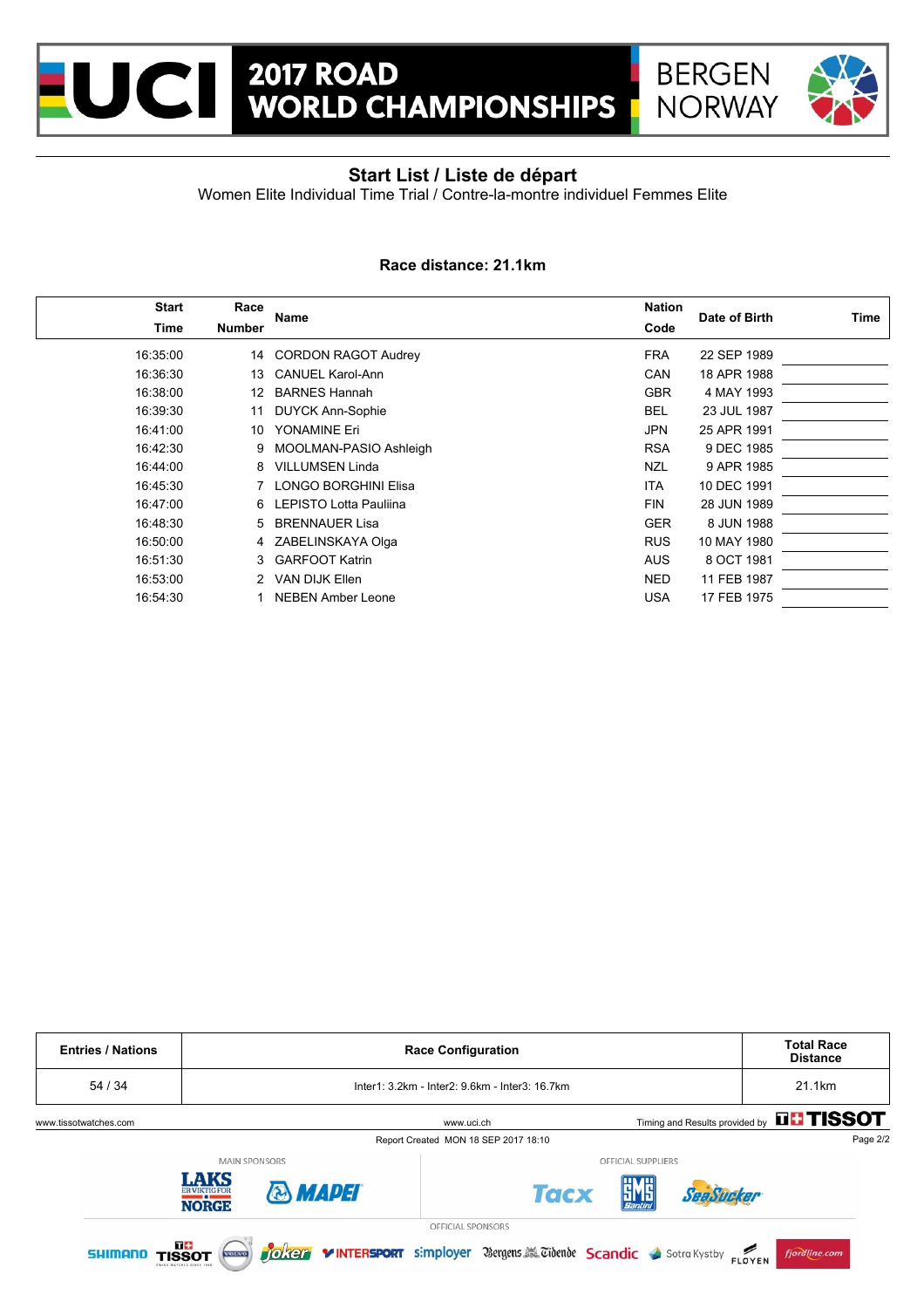## Start List / Liste de départ

Women Elite Individual Time Trial / Contre-la-montre individuel Femmes Elite

**Race distance: 21.1km**

| Start Time | Race Number | Name | Nation Code | Date of Birth | Time |
|---|---|---|---|---|---|
| 16:35:00 | 14 | CORDON RAGOT Audrey | FRA | 22 SEP 1989 | |
| 16:36:30 | 13 | CANUEL Karol-Ann | CAN | 18 APR 1988 | |
| 16:38:00 | 12 | BARNES Hannah | GBR | 4 MAY 1993 | |
| 16:39:30 | 11 | DUYCK Ann-Sophie | BEL | 23 JUL 1987 | |
| 16:41:00 | 10 | YONAMINE Eri | JPN | 25 APR 1991 | |
| 16:42:30 | 9 | MOOLMAN-PASIO Ashleigh | RSA | 9 DEC 1985 | |
| 16:44:00 | 8 | VILLUMSEN Linda | NZL | 9 APR 1985 | |
| 16:45:30 | 7 | LONGO BORGHINI Elisa | ITA | 10 DEC 1991 | |
| 16:47:00 | 6 | LEPISTO Lotta Pauliina | FIN | 28 JUN 1989 | |
| 16:48:30 | 5 | BRENNAUER Lisa | GER | 8 JUN 1988 | |
| 16:50:00 | 4 | ZABELINSKAYA Olga | RUS | 10 MAY 1980 | |
| 16:51:30 | 3 | GARFOOT Katrin | AUS | 8 OCT 1981 | |
| 16:53:00 | 2 | VAN DIJK Ellen | NED | 11 FEB 1987 | |
| 16:54:30 | 1 | NEBEN Amber Leone | USA | 17 FEB 1975 | |

| Entries / Nations | Race Configuration | Total Race Distance |
|---|---|---|
| 54 / 34 | Inter1: 3.2km - Inter2: 9.6km - Inter3: 16.7km | 21.1km |

www.tissotwatches.com www.uci.ch Timing and Results provided by TISSOT

Report Created MON 18 SEP 2017 18:10